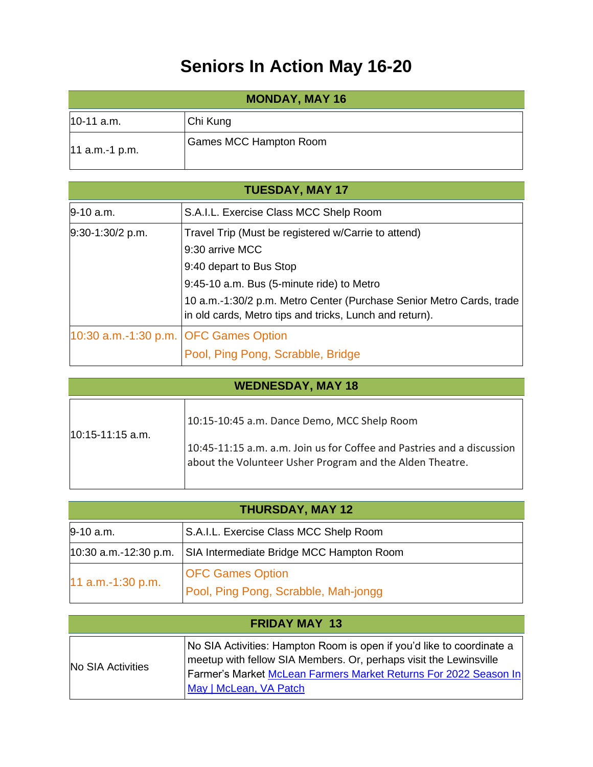# Seniors In Action May 16-20

| MONDAY, MAY 16 | |
|---|---|
| 10-11 a.m. | Chi Kung |
| 11 a.m.-1 p.m. | Games MCC Hampton Room |

| TUESDAY, MAY 17 | |
|---|---|
| 9-10 a.m. | S.A.I.L. Exercise Class MCC Shelp Room |
| 9:30-1:30/2 p.m. | Travel Trip (Must be registered w/Carrie to attend)<br>9:30 arrive MCC<br>9:40 depart to Bus Stop<br>9:45-10 a.m. Bus (5-minute ride) to Metro<br>10 a.m.-1:30/2 p.m. Metro Center (Purchase Senior Metro Cards, trade in old cards, Metro tips and tricks, Lunch and return). |
| 10:30 a.m.-1:30 p.m. | OFC Games Option<br>Pool, Ping Pong, Scrabble, Bridge |

| WEDNESDAY, MAY 18 | |
|---|---|
| 10:15-11:15 a.m. | 10:15-10:45 a.m. Dance Demo, MCC Shelp Room<br><br>10:45-11:15 a.m. a.m. Join us for Coffee and Pastries and a discussion about the Volunteer Usher Program and the Alden Theatre. |

| THURSDAY, MAY 12 | |
|---|---|
| 9-10 a.m. | S.A.I.L. Exercise Class MCC Shelp Room |
| 10:30 a.m.-12:30 p.m. | SIA Intermediate Bridge MCC Hampton Room |
| 11 a.m.-1:30 p.m. | OFC Games Option<br>Pool, Ping Pong, Scrabble, Mah-jongg |

| FRIDAY MAY 13 | |
|---|---|
| No SIA Activities | No SIA Activities: Hampton Room is open if you'd like to coordinate a meetup with fellow SIA Members. Or, perhaps visit the Lewinsville Farmer's Market McLean Farmers Market Returns For 2022 Season In May \| McLean, VA Patch |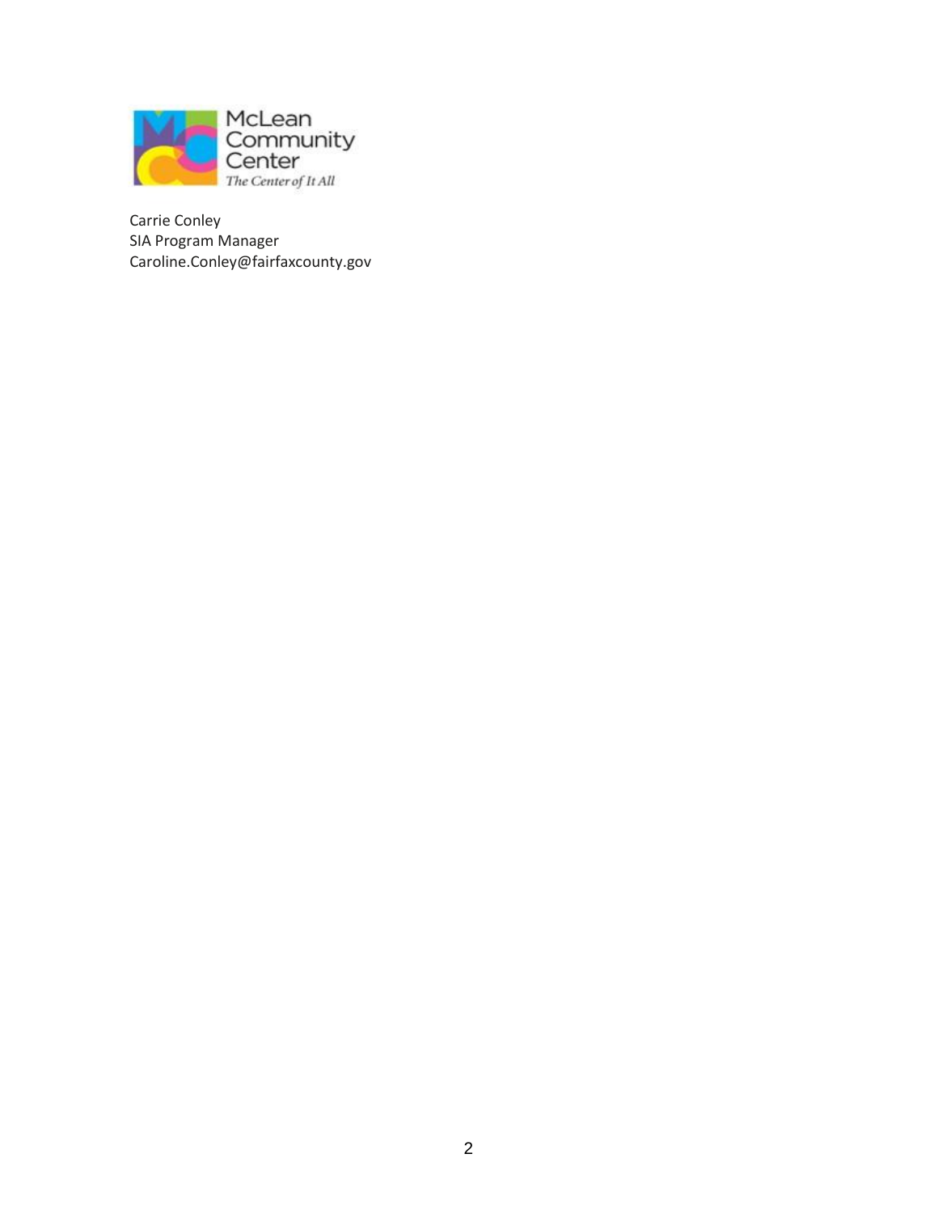McLean Community Center
*The Center of It All*

Carrie Conley
SIA Program Manager
Caroline.Conley@fairfaxcounty.gov